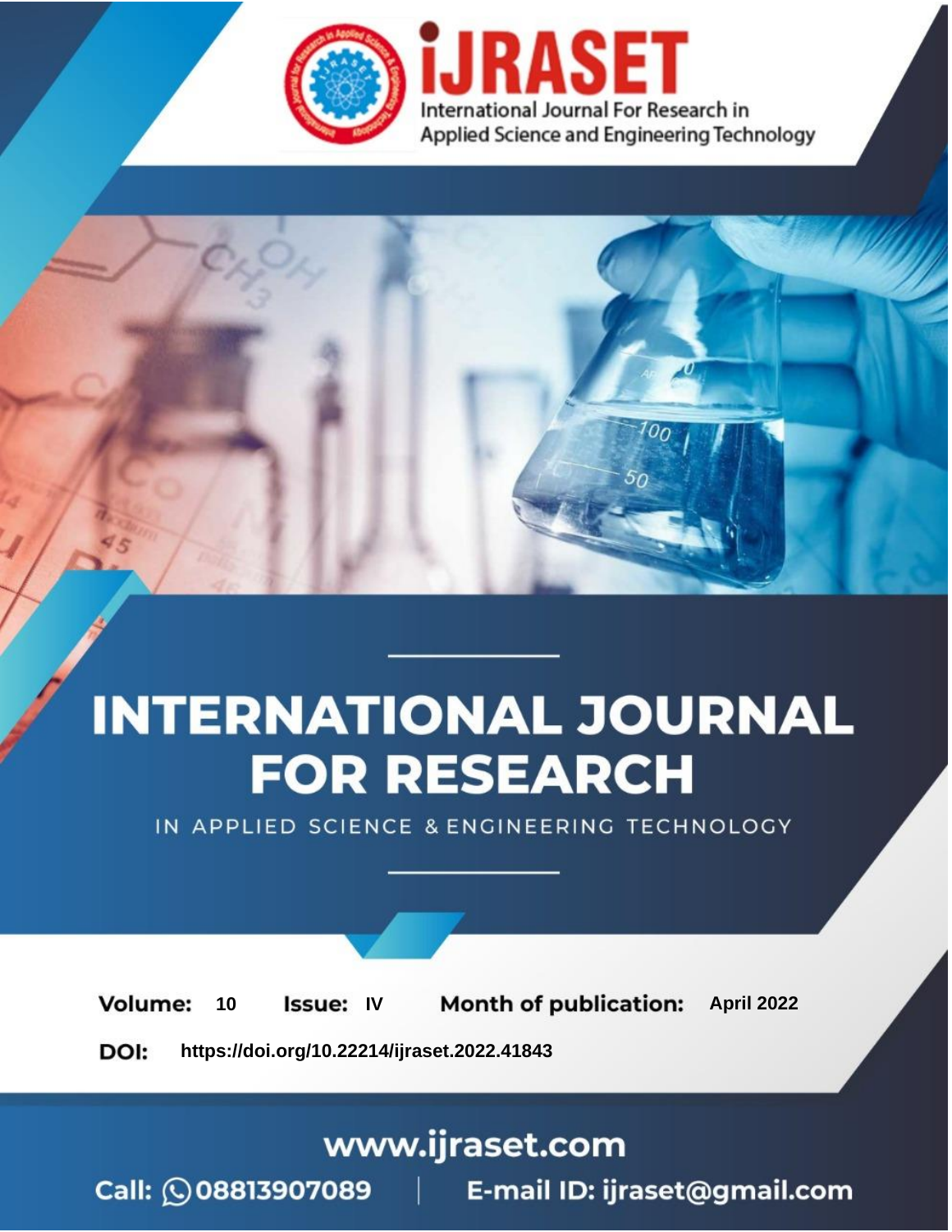# INTERNATIONAL JOURNAL FOR RESEARCH

IN APPLIED SCIENCE & ENGINEERING TECHNOLOGY

**Volume:** 10 **Issue:** IV **Month of publication:** April 2022

**DOI:** https://doi.org/10.22214/ijraset.2022.41843

www.ijraset.com

Call: 08813907089 | E-mail ID: ijraset@gmail.com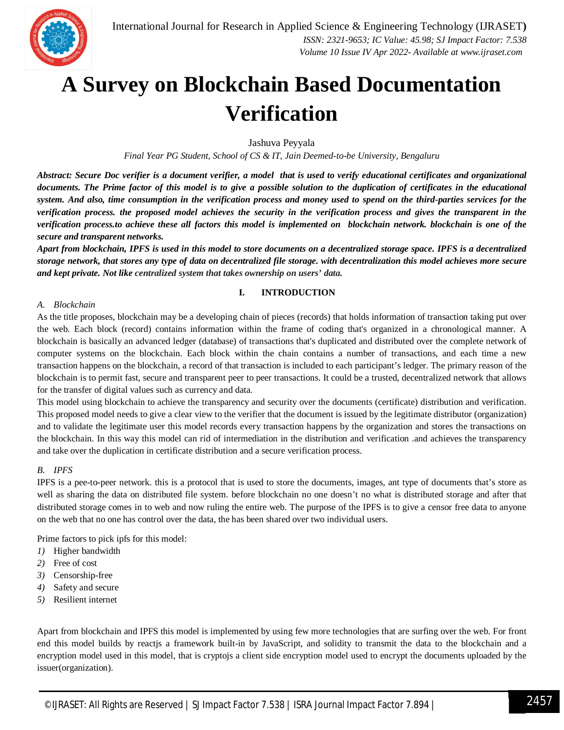# A Survey on Blockchain Based Documentation Verification

Jashuva Peyyala

*Final Year PG Student, School of CS & IT, Jain Deemed-to-be University, Bengaluru*

***Abstract: Secure Doc verifier is a document verifier, a model that is used to verify educational certificates and organizational documents. The Prime factor of this model is to give a possible solution to the duplication of certificates in the educational system. And also, time consumption in the verification process and money used to spend on the third-parties services for the verification process. the proposed model achieves the security in the verification process and gives the transparent in the verification process.to achieve these all factors this model is implemented on blockchain network. blockchain is one of the secure and transparent networks.***

***Apart from blockchain, IPFS is used in this model to store documents on a decentralized storage space. IPFS is a decentralized storage network, that stores any type of data on decentralized file storage. with decentralization this model achieves more secure and kept private. Not like centralized system that takes ownership on users' data.***

## I. INTRODUCTION

### *A. Blockchain*

As the title proposes, blockchain may be a developing chain of pieces (records) that holds information of transaction taking put over the web. Each block (record) contains information within the frame of coding that's organized in a chronological manner. A blockchain is basically an advanced ledger (database) of transactions that's duplicated and distributed over the complete network of computer systems on the blockchain. Each block within the chain contains a number of transactions, and each time a new transaction happens on the blockchain, a record of that transaction is included to each participant's ledger. The primary reason of the blockchain is to permit fast, secure and transparent peer to peer transactions. It could be a trusted, decentralized network that allows for the transfer of digital values such as currency and data.

This model using blockchain to achieve the transparency and security over the documents (certificate) distribution and verification. This proposed model needs to give a clear view to the verifier that the document is issued by the legitimate distributor (organization) and to validate the legitimate user this model records every transaction happens by the organization and stores the transactions on the blockchain. In this way this model can rid of intermediation in the distribution and verification .and achieves the transparency and take over the duplication in certificate distribution and a secure verification process.

### *B. IPFS*

IPFS is a pee-to-peer network. this is a protocol that is used to store the documents, images, ant type of documents that's store as well as sharing the data on distributed file system. before blockchain no one doesn't no what is distributed storage and after that distributed storage comes in to web and now ruling the entire web. The purpose of the IPFS is to give a censor free data to anyone on the web that no one has control over the data, the has been shared over two individual users.

Prime factors to pick ipfs for this model:

1) Higher bandwidth
2) Free of cost
3) Censorship-free
4) Safety and secure
5) Resilient internet

Apart from blockchain and IPFS this model is implemented by using few more technologies that are surfing over the web. For front end this model builds by reactjs a framework built-in by JavaScript, and solidity to transmit the data to the blockchain and a encryption model used in this model, that is cryptojs a client side encryption model used to encrypt the documents uploaded by the issuer(organization).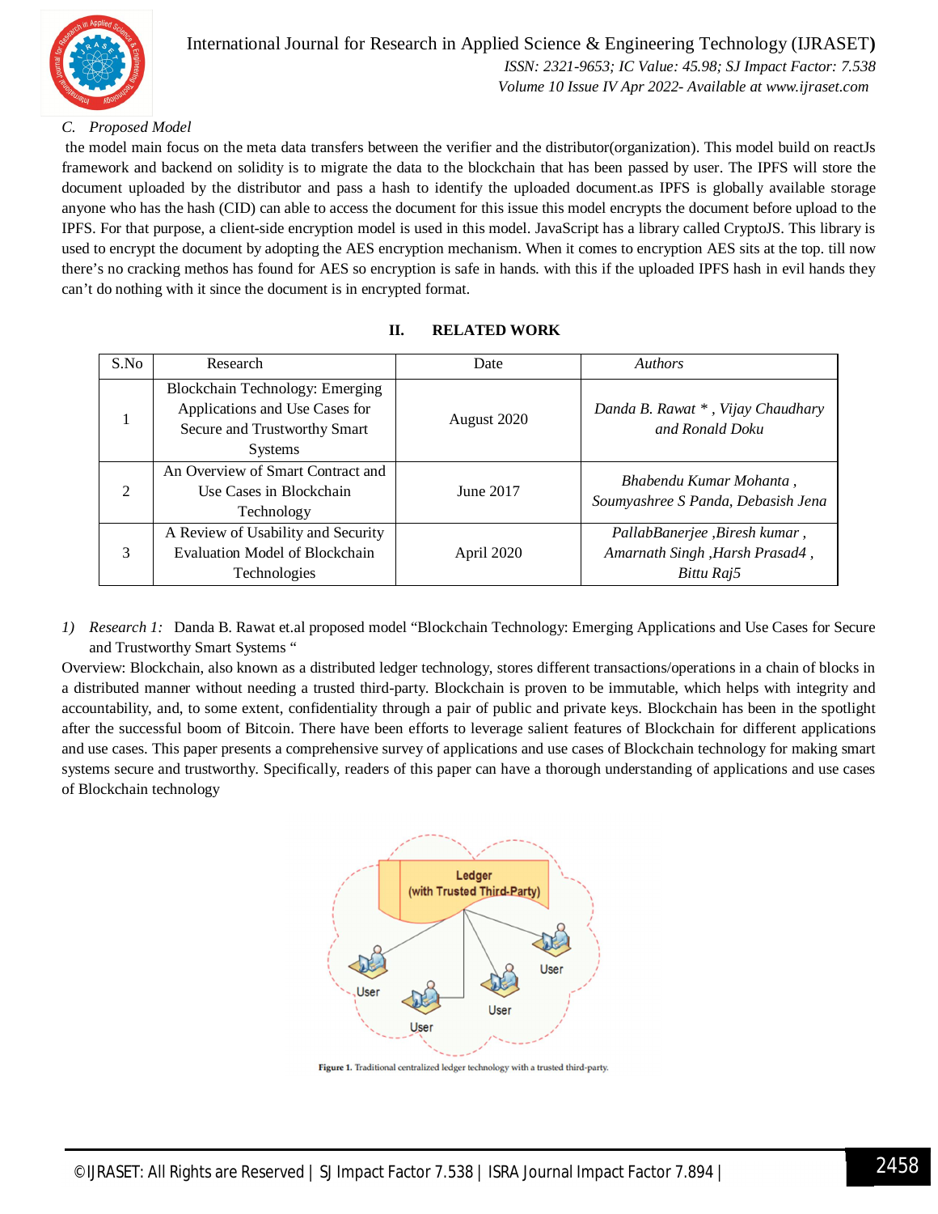### *C. Proposed Model*

the model main focus on the meta data transfers between the verifier and the distributor(organization). This model build on reactJs framework and backend on solidity is to migrate the data to the blockchain that has been passed by user. The IPFS will store the document uploaded by the distributor and pass a hash to identify the uploaded document.as IPFS is globally available storage anyone who has the hash (CID) can able to access the document for this issue this model encrypts the document before upload to the IPFS. For that purpose, a client-side encryption model is used in this model. JavaScript has a library called CryptoJS. This library is used to encrypt the document by adopting the AES encryption mechanism. When it comes to encryption AES sits at the top. till now there's no cracking methos has found for AES so encryption is safe in hands. with this if the uploaded IPFS hash in evil hands they can't do nothing with it since the document is in encrypted format.

## II. RELATED WORK

| S.No | Research | Date | *Authors* |
|---|---|---|---|
| 1 | Blockchain Technology: Emerging Applications and Use Cases for Secure and Trustworthy Smart Systems | August 2020 | *Danda B. Rawat * , Vijay Chaudhary and Ronald Doku* |
| 2 | An Overview of Smart Contract and Use Cases in Blockchain Technology | June 2017 | *Bhabendu Kumar Mohanta , Soumyashree S Panda, Debasish Jena* |
| 3 | A Review of Usability and Security Evaluation Model of Blockchain Technologies | April 2020 | *PallabBanerjee ,Biresh kumar , Amarnath Singh ,Harsh Prasad4 , Bittu Raj5* |

1) *Research 1:* Danda B. Rawat et.al proposed model "Blockchain Technology: Emerging Applications and Use Cases for Secure and Trustworthy Smart Systems "

Overview: Blockchain, also known as a distributed ledger technology, stores different transactions/operations in a chain of blocks in a distributed manner without needing a trusted third-party. Blockchain is proven to be immutable, which helps with integrity and accountability, and, to some extent, confidentiality through a pair of public and private keys. Blockchain has been in the spotlight after the successful boom of Bitcoin. There have been efforts to leverage salient features of Blockchain for different applications and use cases. This paper presents a comprehensive survey of applications and use cases of Blockchain technology for making smart systems secure and trustworthy. Specifically, readers of this paper can have a thorough understanding of applications and use cases of Blockchain technology

**Figure 1.** Traditional centralized ledger technology with a trusted third-party.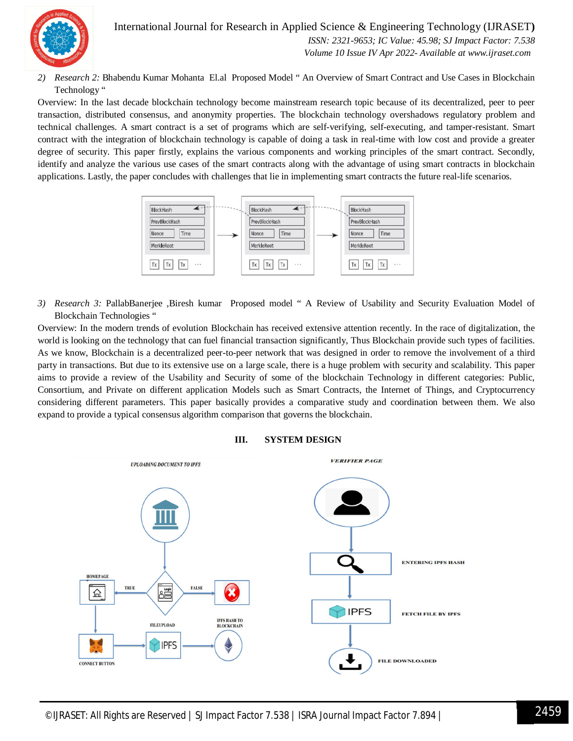2) *Research 2:* Bhabendu Kumar Mohanta El.al Proposed Model " An Overview of Smart Contract and Use Cases in Blockchain Technology "

Overview: In the last decade blockchain technology become mainstream research topic because of its decentralized, peer to peer transaction, distributed consensus, and anonymity properties. The blockchain technology overshadows regulatory problem and technical challenges. A smart contract is a set of programs which are self-verifying, self-executing, and tamper-resistant. Smart contract with the integration of blockchain technology is capable of doing a task in real-time with low cost and provide a greater degree of security. This paper firstly, explains the various components and working principles of the smart contract. Secondly, identify and analyze the various use cases of the smart contracts along with the advantage of using smart contracts in blockchain applications. Lastly, the paper concludes with challenges that lie in implementing smart contracts the future real-life scenarios.

3) *Research 3:* PallabBanerjee ,Biresh kumar Proposed model " A Review of Usability and Security Evaluation Model of Blockchain Technologies "

Overview: In the modern trends of evolution Blockchain has received extensive attention recently. In the race of digitalization, the world is looking on the technology that can fuel financial transaction significantly, Thus Blockchain provide such types of facilities. As we know, Blockchain is a decentralized peer-to-peer network that was designed in order to remove the involvement of a third party in transactions. But due to its extensive use on a large scale, there is a huge problem with security and scalability. This paper aims to provide a review of the Usability and Security of some of the blockchain Technology in different categories: Public, Consortium, and Private on different application Models such as Smart Contracts, the Internet of Things, and Cryptocurrency considering different parameters. This paper basically provides a comparative study and coordination between them. We also expand to provide a typical consensus algorithm comparison that governs the blockchain.

## III. SYSTEM DESIGN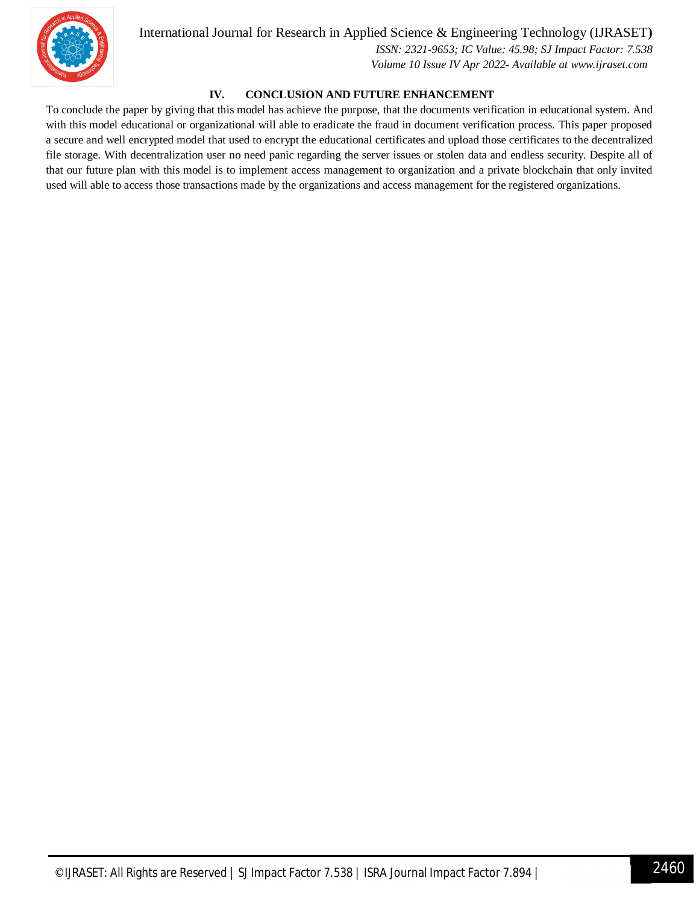## IV. CONCLUSION AND FUTURE ENHANCEMENT

To conclude the paper by giving that this model has achieve the purpose, that the documents verification in educational system. And with this model educational or organizational will able to eradicate the fraud in document verification process. This paper proposed a secure and well encrypted model that used to encrypt the educational certificates and upload those certificates to the decentralized file storage. With decentralization user no need panic regarding the server issues or stolen data and endless security. Despite all of that our future plan with this model is to implement access management to organization and a private blockchain that only invited used will able to access those transactions made by the organizations and access management for the registered organizations.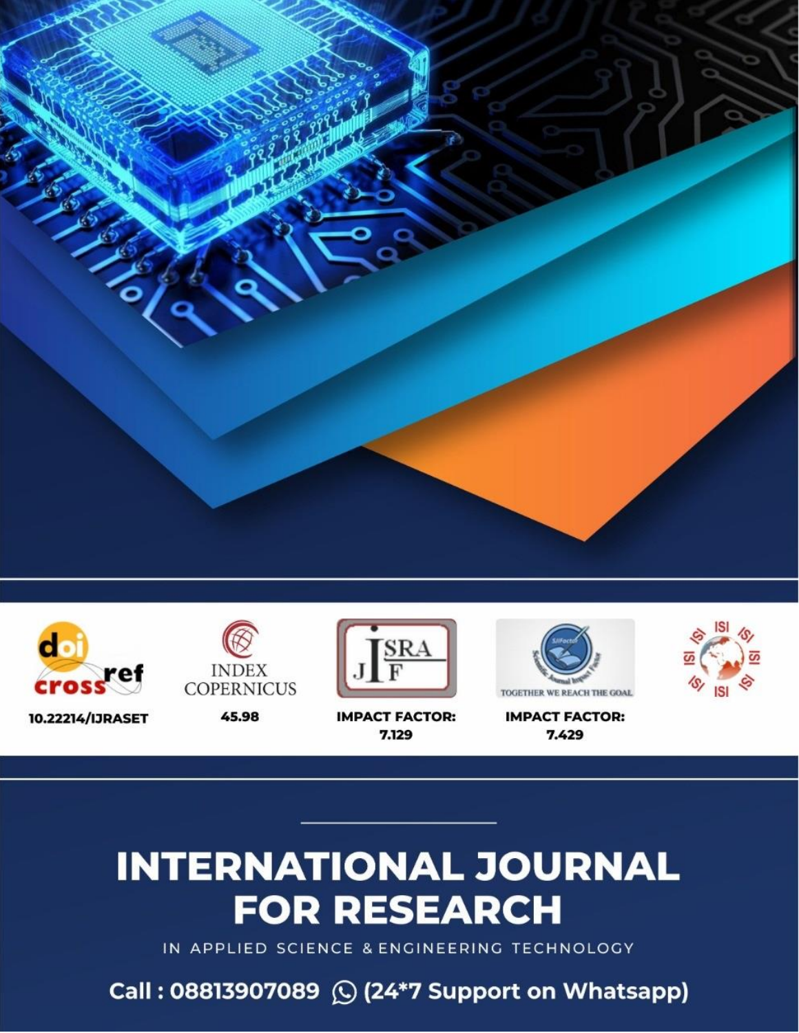10.22214/IJRASET

45.98

IMPACT FACTOR: 7.129

IMPACT FACTOR: 7.429

# INTERNATIONAL JOURNAL FOR RESEARCH

IN APPLIED SCIENCE & ENGINEERING TECHNOLOGY

Call : 08813907089 (24*7 Support on Whatsapp)